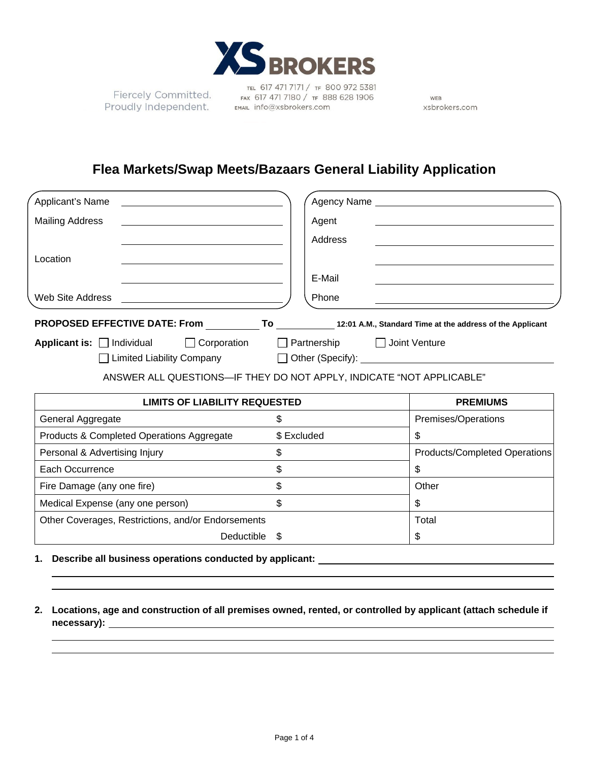XS BROKERS

Fiercely Committed.
Proudly Independent.

TEL 617 471 7171 / TF 800 972 5381
FAX 617 471 7180 / TF 888 628 1906
EMAIL info@xsbrokers.com

WEB
xsbrokers.com

# Flea Markets/Swap Meets/Bazaars General Liability Application

Applicant's Name ______________________

Mailing Address ______________________

______________________

Location ______________________

______________________

Web Site Address ______________________

Agency Name ______________________

Agent ______________________

Address ______________________

______________________

E-Mail ______________________

Phone ______________________

**PROPOSED EFFECTIVE DATE: From** __________ **To** __________ **12:01 A.M., Standard Time at the address of the Applicant**

**Applicant is:** ☐ Individual ☐ Corporation ☐ Partnership ☐ Joint Venture
☐ Limited Liability Company ☐ Other (Specify): ______________________

ANSWER ALL QUESTIONS—IF THEY DO NOT APPLY, INDICATE "NOT APPLICABLE"

| LIMITS OF LIABILITY REQUESTED | | PREMIUMS |
|---|---|---|
| General Aggregate | $ | Premises/Operations |
| Products & Completed Operations Aggregate | $ Excluded | $ |
| Personal & Advertising Injury | $ | Products/Completed Operations |
| Each Occurrence | $ | $ |
| Fire Damage (any one fire) | $ | Other |
| Medical Expense (any one person) | $ | $ |
| Other Coverages, Restrictions, and/or Endorsements | | Total |
| Deductible | $ | $ |

1. **Describe all business operations conducted by applicant:** ______________________

______________________

______________________

2. **Locations, age and construction of all premises owned, rented, or controlled by applicant (attach schedule if necessary):** ______________________

______________________

______________________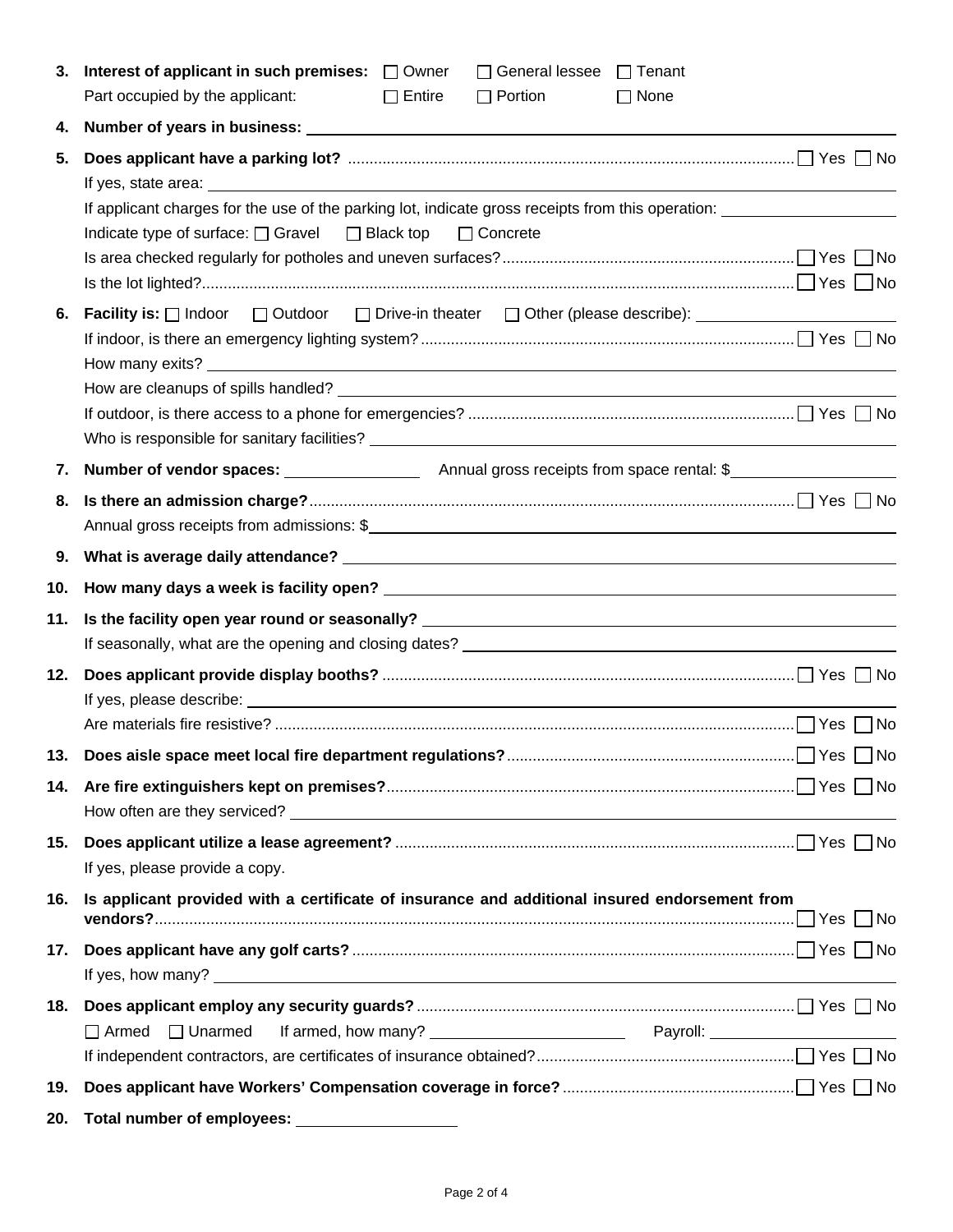3. **Interest of applicant in such premises:** ☐ Owner ☐ General lessee ☐ Tenant

   Part occupied by the applicant: ☐ Entire ☐ Portion ☐ None

4. **Number of years in business:** \_\_\_\_\_\_\_\_\_\_\_\_\_\_\_\_\_\_\_\_

5. **Does applicant have a parking lot?** ........ ☐ Yes ☐ No

   If yes, state area: \_\_\_\_\_\_\_\_\_\_\_\_\_\_\_\_\_\_\_\_

   If applicant charges for the use of the parking lot, indicate gross receipts from this operation: \_\_\_\_\_\_\_\_\_\_\_\_\_\_\_\_\_\_\_\_

   Indicate type of surface: ☐ Gravel ☐ Black top ☐ Concrete

   Is area checked regularly for potholes and uneven surfaces? ........ ☐ Yes ☐ No

   Is the lot lighted? ........ ☐ Yes ☐ No

6. **Facility is:** ☐ Indoor ☐ Outdoor ☐ Drive-in theater ☐ Other (please describe): \_\_\_\_\_\_\_\_\_\_\_\_\_\_\_\_\_\_\_\_

   If indoor, is there an emergency lighting system? ........ ☐ Yes ☐ No

   How many exits? \_\_\_\_\_\_\_\_\_\_\_\_\_\_\_\_\_\_\_\_

   How are cleanups of spills handled? \_\_\_\_\_\_\_\_\_\_\_\_\_\_\_\_\_\_\_\_

   If outdoor, is there access to a phone for emergencies? ........ ☐ Yes ☐ No

   Who is responsible for sanitary facilities? \_\_\_\_\_\_\_\_\_\_\_\_\_\_\_\_\_\_\_\_

7. **Number of vendor spaces:** \_\_\_\_\_\_\_\_\_\_ Annual gross receipts from space rental: $\_\_\_\_\_\_\_\_\_\_

8. **Is there an admission charge?** ........ ☐ Yes ☐ No

   Annual gross receipts from admissions: $\_\_\_\_\_\_\_\_\_\_\_\_\_\_\_\_\_\_\_\_

9. **What is average daily attendance?** \_\_\_\_\_\_\_\_\_\_\_\_\_\_\_\_\_\_\_\_

10. **How many days a week is facility open?** \_\_\_\_\_\_\_\_\_\_\_\_\_\_\_\_\_\_\_\_

11. **Is the facility open year round or seasonally?** \_\_\_\_\_\_\_\_\_\_\_\_\_\_\_\_\_\_\_\_

    If seasonally, what are the opening and closing dates? \_\_\_\_\_\_\_\_\_\_\_\_\_\_\_\_\_\_\_\_

12. **Does applicant provide display booths?** ........ ☐ Yes ☐ No

    If yes, please describe: \_\_\_\_\_\_\_\_\_\_\_\_\_\_\_\_\_\_\_\_

    Are materials fire resistive? ........ ☐ Yes ☐ No

13. **Does aisle space meet local fire department regulations?** ........ ☐ Yes ☐ No

14. **Are fire extinguishers kept on premises?** ........ ☐ Yes ☐ No

    How often are they serviced? \_\_\_\_\_\_\_\_\_\_\_\_\_\_\_\_\_\_\_\_

15. **Does applicant utilize a lease agreement?** ........ ☐ Yes ☐ No

    If yes, please provide a copy.

16. **Is applicant provided with a certificate of insurance and additional insured endorsement from vendors?** ........ ☐ Yes ☐ No

17. **Does applicant have any golf carts?** ........ ☐ Yes ☐ No

    If yes, how many? \_\_\_\_\_\_\_\_\_\_\_\_\_\_\_\_\_\_\_\_

18. **Does applicant employ any security guards?** ........ ☐ Yes ☐ No

    ☐ Armed ☐ Unarmed If armed, how many? \_\_\_\_\_\_\_\_\_\_ Payroll: \_\_\_\_\_\_\_\_\_\_

    If independent contractors, are certificates of insurance obtained? ........ ☐ Yes ☐ No

19. **Does applicant have Workers' Compensation coverage in force?** ........ ☐ Yes ☐ No

20. **Total number of employees:** \_\_\_\_\_\_\_\_\_\_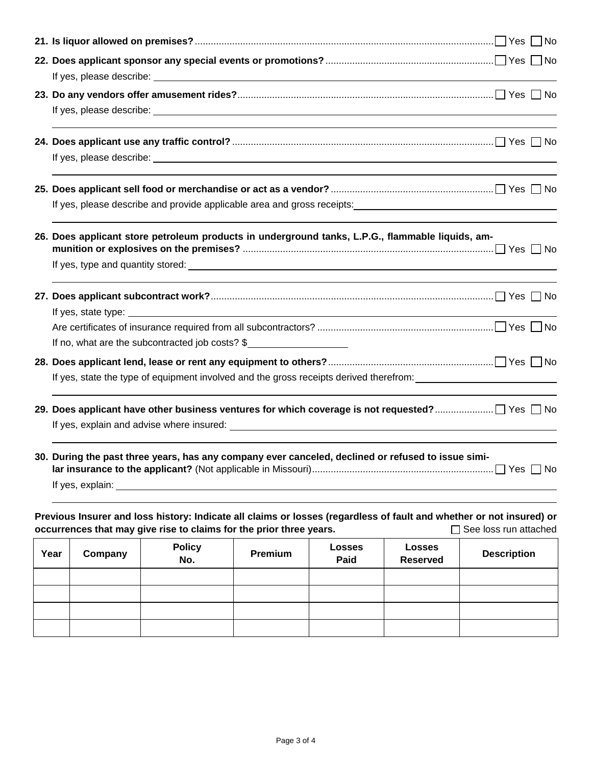**21. Is liquor allowed on premises?** ☐ Yes ☐ No

**22. Does applicant sponsor any special events or promotions?** ☐ Yes ☐ No

If yes, please describe: ____________________

**23. Do any vendors offer amusement rides?** ☐ Yes ☐ No

If yes, please describe: ____________________

____________________

**24. Does applicant use any traffic control?** ☐ Yes ☐ No

If yes, please describe: ____________________

____________________

**25. Does applicant sell food or merchandise or act as a vendor?** ☐ Yes ☐ No

If yes, please describe and provide applicable area and gross receipts: ____________________

____________________

**26. Does applicant store petroleum products in underground tanks, L.P.G., flammable liquids, ammunition or explosives on the premises?** ☐ Yes ☐ No

If yes, type and quantity stored: ____________________

____________________

**27. Does applicant subcontract work?** ☐ Yes ☐ No

If yes, state type: ____________________

Are certificates of insurance required from all subcontractors? ☐ Yes ☐ No

If no, what are the subcontracted job costs? $____________________

**28. Does applicant lend, lease or rent any equipment to others?** ☐ Yes ☐ No

If yes, state the type of equipment involved and the gross receipts derived therefrom: ____________________

____________________

**29. Does applicant have other business ventures for which coverage is not requested?** ☐ Yes ☐ No

If yes, explain and advise where insured: ____________________

____________________

**30. During the past three years, has any company ever canceled, declined or refused to issue similar insurance to the applicant?** (Not applicable in Missouri) ☐ Yes ☐ No

If yes, explain: ____________________

____________________

**Previous Insurer and loss history: Indicate all claims or losses (regardless of fault and whether or not insured) or occurrences that may give rise to claims for the prior three years.** ☐ See loss run attached

| Year | Company | Policy No. | Premium | Losses Paid | Losses Reserved | Description |
|---|---|---|---|---|---|---|
| | | | | | | |
| | | | | | | |
| | | | | | | |
| | | | | | | |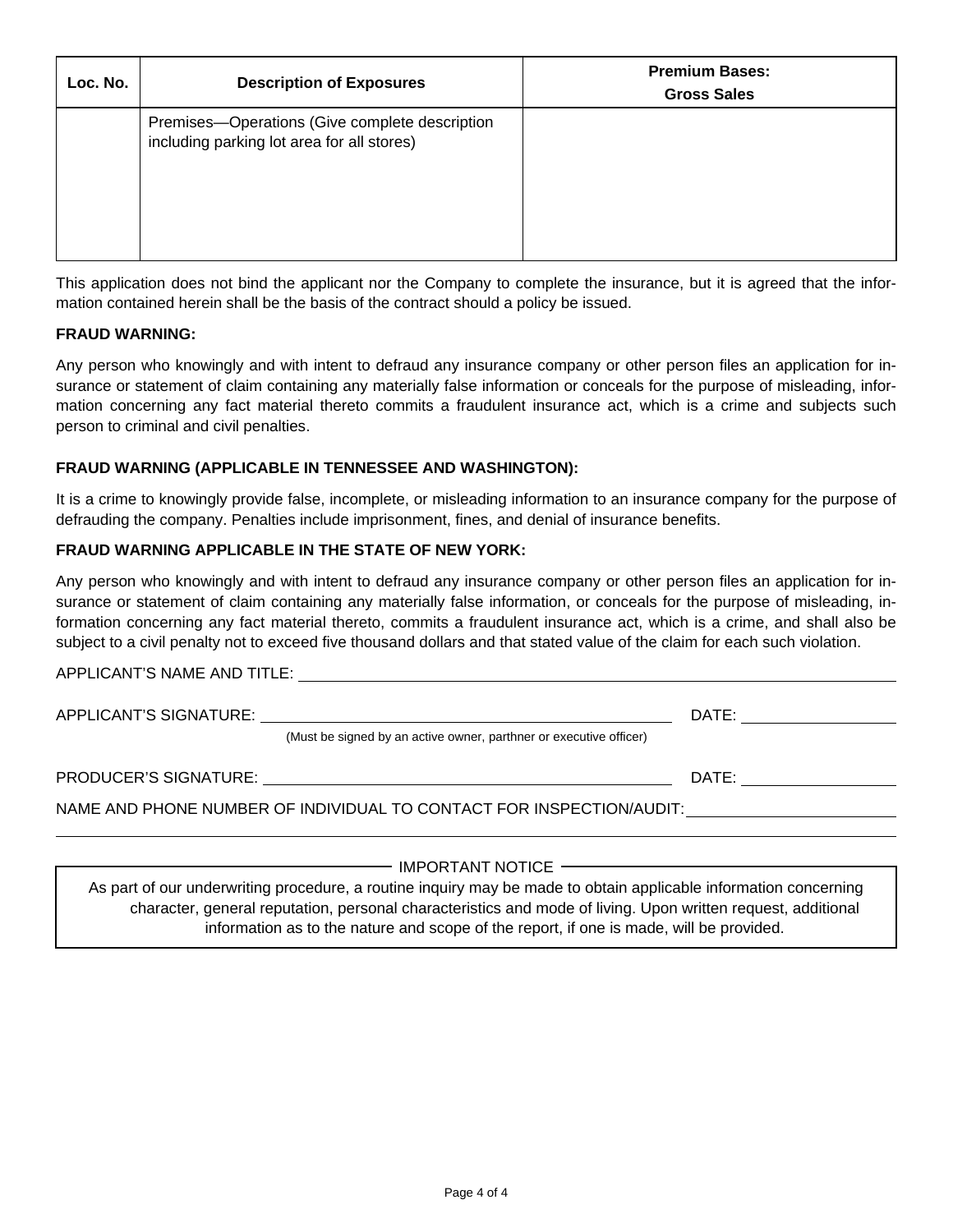| Loc. No. | Description of Exposures | Premium Bases: Gross Sales |
|---|---|---|
| | Premises—Operations (Give complete description including parking lot area for all stores) | |

This application does not bind the applicant nor the Company to complete the insurance, but it is agreed that the information contained herein shall be the basis of the contract should a policy be issued.

**FRAUD WARNING:**

Any person who knowingly and with intent to defraud any insurance company or other person files an application for insurance or statement of claim containing any materially false information or conceals for the purpose of misleading, information concerning any fact material thereto commits a fraudulent insurance act, which is a crime and subjects such person to criminal and civil penalties.

**FRAUD WARNING (APPLICABLE IN TENNESSEE AND WASHINGTON):**

It is a crime to knowingly provide false, incomplete, or misleading information to an insurance company for the purpose of defrauding the company. Penalties include imprisonment, fines, and denial of insurance benefits.

**FRAUD WARNING APPLICABLE IN THE STATE OF NEW YORK:**

Any person who knowingly and with intent to defraud any insurance company or other person files an application for insurance or statement of claim containing any materially false information, or conceals for the purpose of misleading, information concerning any fact material thereto, commits a fraudulent insurance act, which is a crime, and shall also be subject to a civil penalty not to exceed five thousand dollars and that stated value of the claim for each such violation.

APPLICANT'S NAME AND TITLE: ______________________________

APPLICANT'S SIGNATURE: ______________________________ DATE: ______________

(Must be signed by an active owner, parthner or executive officer)

PRODUCER'S SIGNATURE: ______________________________ DATE: ______________

NAME AND PHONE NUMBER OF INDIVIDUAL TO CONTACT FOR INSPECTION/AUDIT: ______________________________

**IMPORTANT NOTICE**

As part of our underwriting procedure, a routine inquiry may be made to obtain applicable information concerning character, general reputation, personal characteristics and mode of living. Upon written request, additional information as to the nature and scope of the report, if one is made, will be provided.